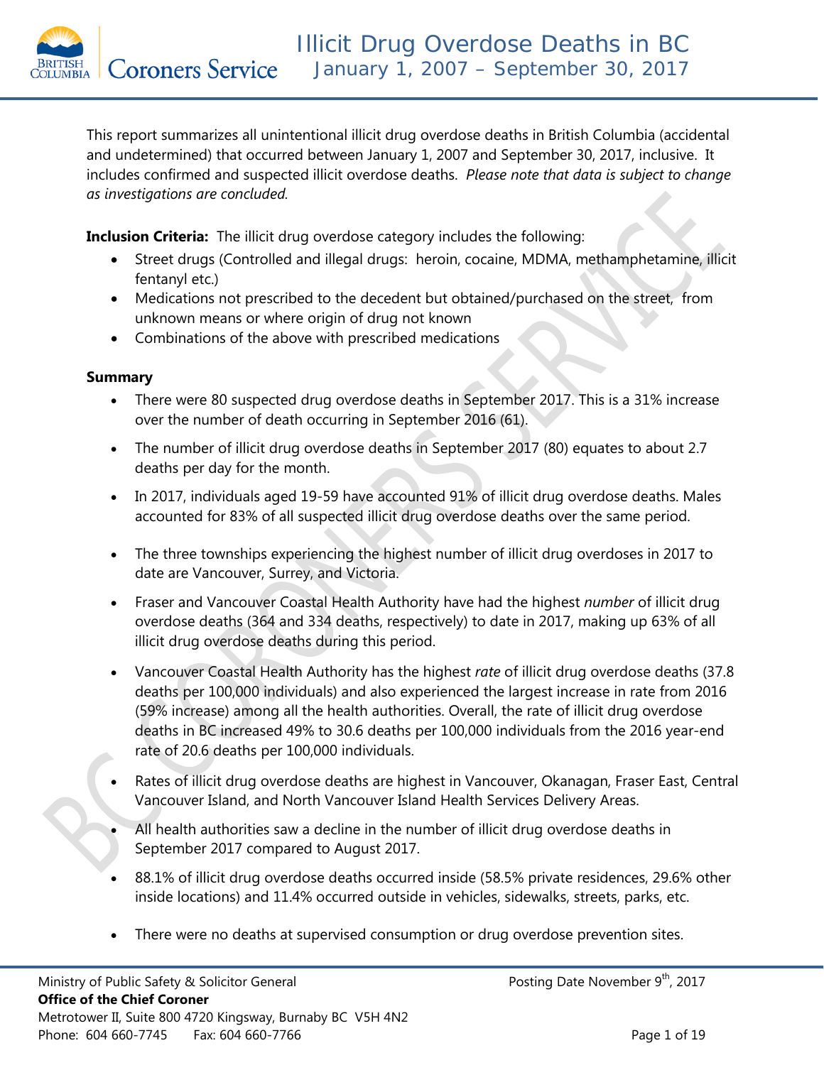# Illicit Drug Overdose Deaths in BC

## January 1, 2007 – September 30, 2017

This report summarizes all unintentional illicit drug overdose deaths in British Columbia (accidental and undetermined) that occurred between January 1, 2007 and September 30, 2017, inclusive. It includes confirmed and suspected illicit overdose deaths. *Please note that data is subject to change as investigations are concluded.*

**Inclusion Criteria:** The illicit drug overdose category includes the following:

- Street drugs (Controlled and illegal drugs: heroin, cocaine, MDMA, methamphetamine, illicit fentanyl etc.)
- Medications not prescribed to the decedent but obtained/purchased on the street, from unknown means or where origin of drug not known
- Combinations of the above with prescribed medications

**Summary**

- There were 80 suspected drug overdose deaths in September 2017. This is a 31% increase over the number of death occurring in September 2016 (61).
- The number of illicit drug overdose deaths in September 2017 (80) equates to about 2.7 deaths per day for the month.
- In 2017, individuals aged 19-59 have accounted 91% of illicit drug overdose deaths. Males accounted for 83% of all suspected illicit drug overdose deaths over the same period.
- The three townships experiencing the highest number of illicit drug overdoses in 2017 to date are Vancouver, Surrey, and Victoria.
- Fraser and Vancouver Coastal Health Authority have had the highest *number* of illicit drug overdose deaths (364 and 334 deaths, respectively) to date in 2017, making up 63% of all illicit drug overdose deaths during this period.
- Vancouver Coastal Health Authority has the highest *rate* of illicit drug overdose deaths (37.8 deaths per 100,000 individuals) and also experienced the largest increase in rate from 2016 (59% increase) among all the health authorities. Overall, the rate of illicit drug overdose deaths in BC increased 49% to 30.6 deaths per 100,000 individuals from the 2016 year-end rate of 20.6 deaths per 100,000 individuals.
- Rates of illicit drug overdose deaths are highest in Vancouver, Okanagan, Fraser East, Central Vancouver Island, and North Vancouver Island Health Services Delivery Areas.
- All health authorities saw a decline in the number of illicit drug overdose deaths in September 2017 compared to August 2017.
- 88.1% of illicit drug overdose deaths occurred inside (58.5% private residences, 29.6% other inside locations) and 11.4% occurred outside in vehicles, sidewalks, streets, parks, etc.
- There were no deaths at supervised consumption or drug overdose prevention sites.

Ministry of Public Safety & Solicitor General
**Office of the Chief Coroner**
Metrotower II, Suite 800 4720 Kingsway, Burnaby BC V5H 4N2
Phone: 604 660-7745 Fax: 604 660-7766

Posting Date November 9th, 2017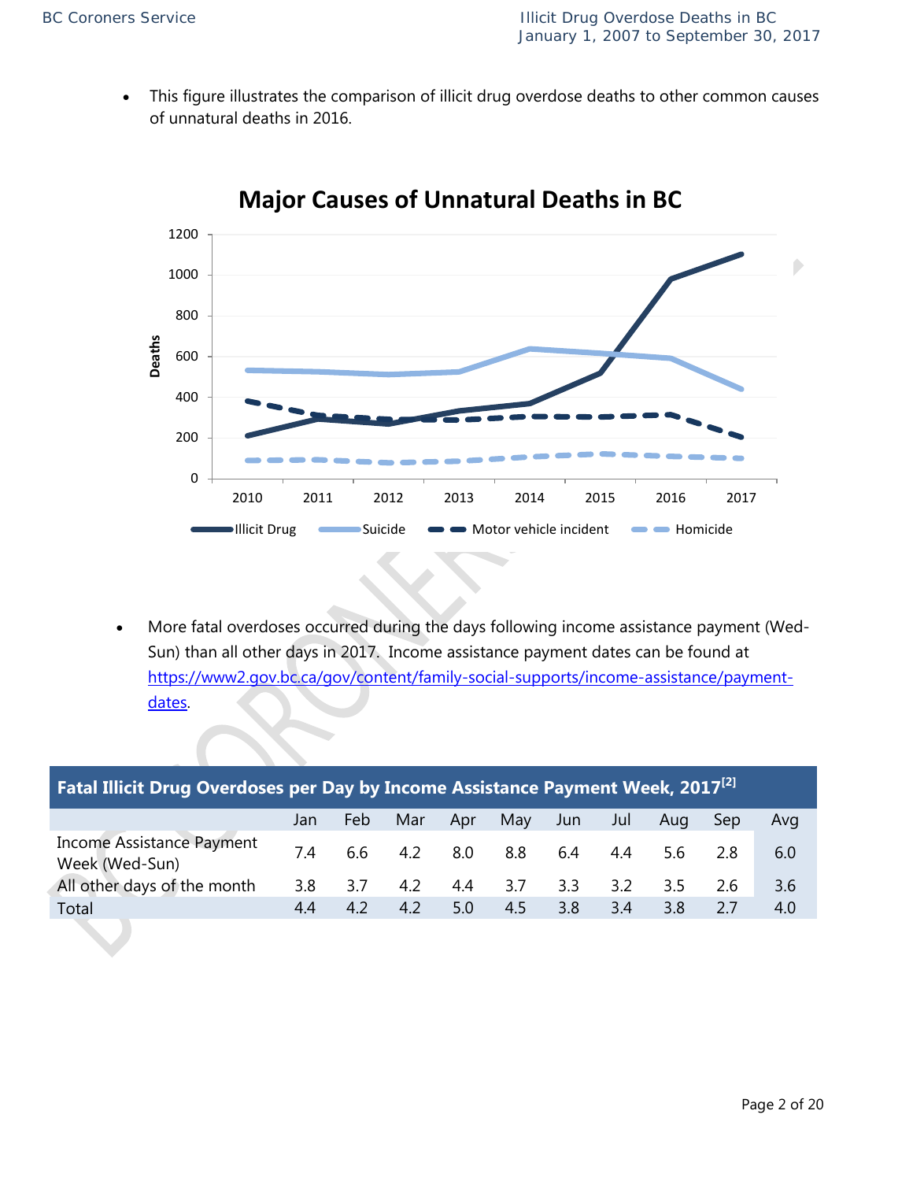- This figure illustrates the comparison of illicit drug overdose deaths to other common causes of unnatural deaths in 2016.

**Major Causes of Unnatural Deaths in BC**

- More fatal overdoses occurred during the days following income assistance payment (Wed-Sun) than all other days in 2017. Income assistance payment dates can be found at [https://www2.gov.bc.ca/gov/content/family-social-supports/income-assistance/payment-dates](https://www2.gov.bc.ca/gov/content/family-social-supports/income-assistance/payment-dates).

**Fatal Illicit Drug Overdoses per Day by Income Assistance Payment Week, 2017[2]**

| | Jan | Feb | Mar | Apr | May | Jun | Jul | Aug | Sep | Avg |
|---|---|---|---|---|---|---|---|---|---|---|
| Income Assistance Payment Week (Wed-Sun) | 7.4 | 6.6 | 4.2 | 8.0 | 8.8 | 6.4 | 4.4 | 5.6 | 2.8 | 6.0 |
| All other days of the month | 3.8 | 3.7 | 4.2 | 4.4 | 3.7 | 3.3 | 3.2 | 3.5 | 2.6 | 3.6 |
| Total | 4.4 | 4.2 | 4.2 | 5.0 | 4.5 | 3.8 | 3.4 | 3.8 | 2.7 | 4.0 |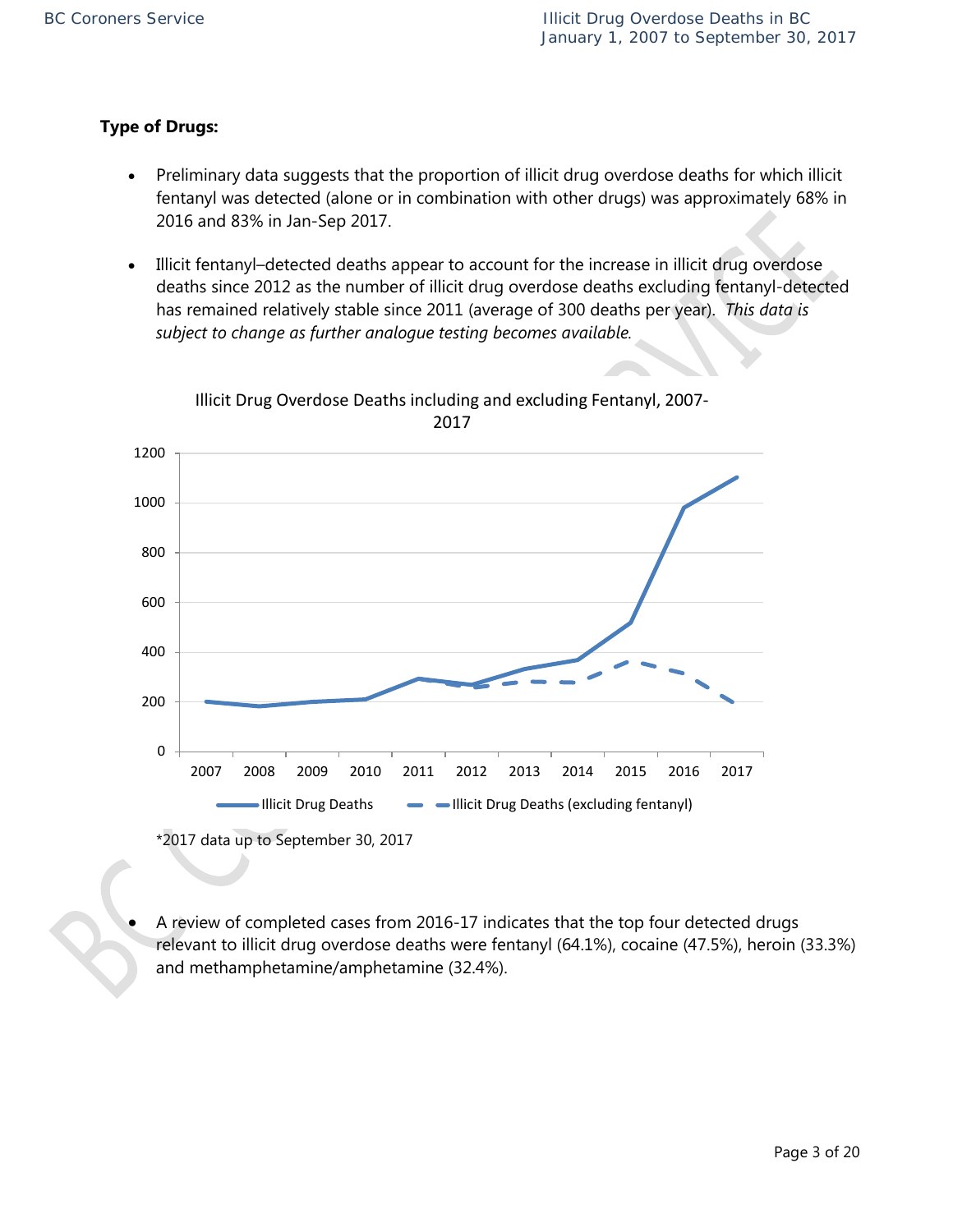**Type of Drugs:**

- Preliminary data suggests that the proportion of illicit drug overdose deaths for which illicit fentanyl was detected (alone or in combination with other drugs) was approximately 68% in 2016 and 83% in Jan-Sep 2017.
- Illicit fentanyl–detected deaths appear to account for the increase in illicit drug overdose deaths since 2012 as the number of illicit drug overdose deaths excluding fentanyl-detected has remained relatively stable since 2011 (average of 300 deaths per year). *This data is subject to change as further analogue testing becomes available.*

Illicit Drug Overdose Deaths including and excluding Fentanyl, 2007-2017

*2017 data up to September 30, 2017

- A review of completed cases from 2016-17 indicates that the top four detected drugs relevant to illicit drug overdose deaths were fentanyl (64.1%), cocaine (47.5%), heroin (33.3%) and methamphetamine/amphetamine (32.4%).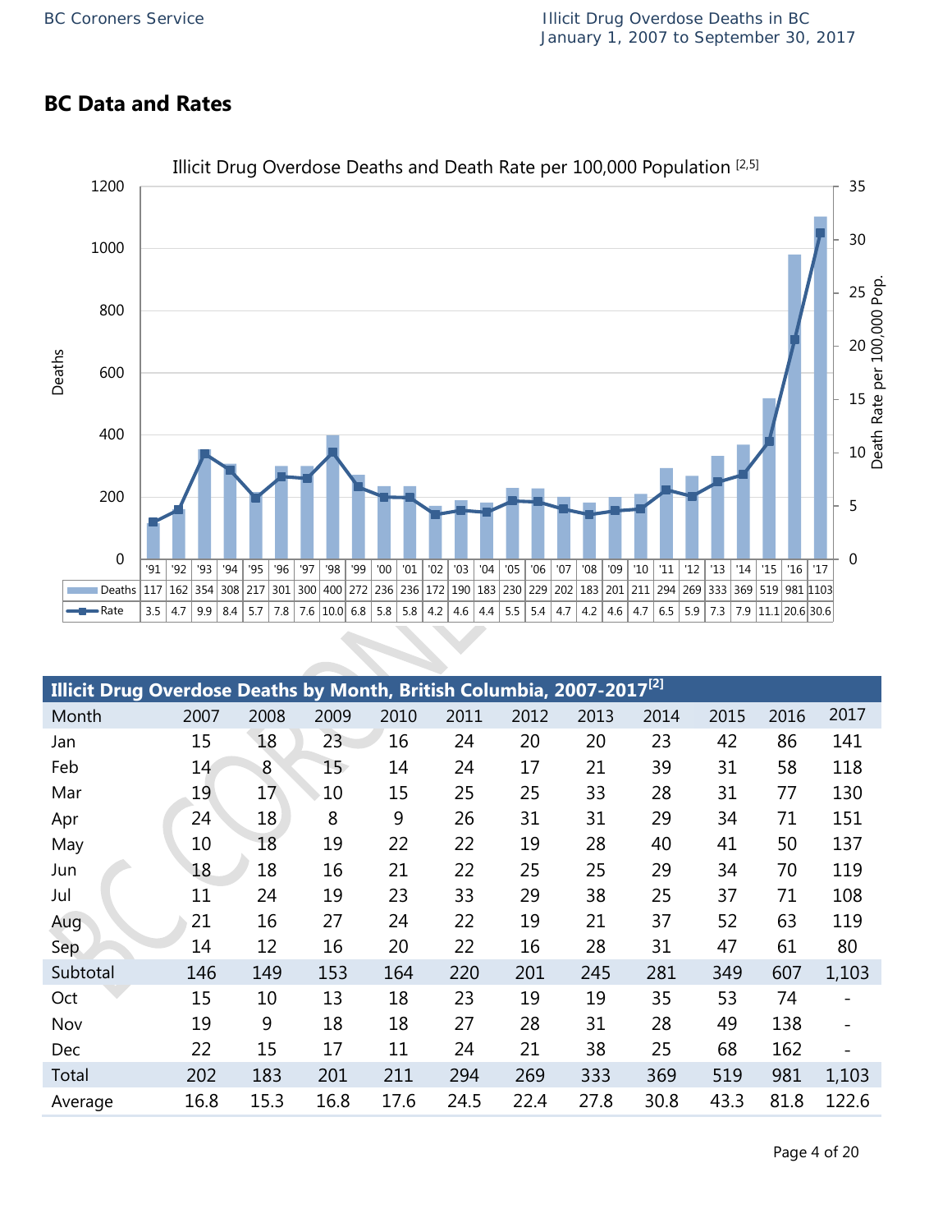## BC Data and Rates

Illicit Drug Overdose Deaths and Death Rate per 100,000 Population [2,5]

| | '91 | '92 | '93 | '94 | '95 | '96 | '97 | '98 | '99 | '00 | '01 | '02 | '03 | '04 | '05 | '06 | '07 | '08 | '09 | '10 | '11 | '12 | '13 | '14 | '15 | '16 | '17 |
|---|---|---|---|---|---|---|---|---|---|---|---|---|---|---|---|---|---|---|---|---|---|---|---|---|---|---|---|
| Deaths | 117 | 162 | 354 | 308 | 217 | 301 | 300 | 400 | 272 | 236 | 236 | 172 | 190 | 183 | 230 | 229 | 202 | 183 | 201 | 211 | 294 | 269 | 333 | 369 | 519 | 981 | 1103 |
| Rate | 3.5 | 4.7 | 9.9 | 8.4 | 5.7 | 7.8 | 7.6 | 10.0 | 6.8 | 5.8 | 5.8 | 4.2 | 4.6 | 4.4 | 5.5 | 5.4 | 4.7 | 4.2 | 4.6 | 4.7 | 6.5 | 5.9 | 7.3 | 7.9 | 11.1 | 20.6 | 30.6 |

**Illicit Drug Overdose Deaths by Month, British Columbia, 2007-2017[2]**

| Month | 2007 | 2008 | 2009 | 2010 | 2011 | 2012 | 2013 | 2014 | 2015 | 2016 | 2017 |
|---|---|---|---|---|---|---|---|---|---|---|---|
| Jan | 15 | 18 | 23 | 16 | 24 | 20 | 20 | 23 | 42 | 86 | 141 |
| Feb | 14 | 8 | 15 | 14 | 24 | 17 | 21 | 39 | 31 | 58 | 118 |
| Mar | 19 | 17 | 10 | 15 | 25 | 25 | 33 | 28 | 31 | 77 | 130 |
| Apr | 24 | 18 | 8 | 9 | 26 | 31 | 31 | 29 | 34 | 71 | 151 |
| May | 10 | 18 | 19 | 22 | 22 | 19 | 28 | 40 | 41 | 50 | 137 |
| Jun | 18 | 18 | 16 | 21 | 22 | 25 | 25 | 29 | 34 | 70 | 119 |
| Jul | 11 | 24 | 19 | 23 | 33 | 29 | 38 | 25 | 37 | 71 | 108 |
| Aug | 21 | 16 | 27 | 24 | 22 | 19 | 21 | 37 | 52 | 63 | 119 |
| Sep | 14 | 12 | 16 | 20 | 22 | 16 | 28 | 31 | 47 | 61 | 80 |
| Subtotal | 146 | 149 | 153 | 164 | 220 | 201 | 245 | 281 | 349 | 607 | 1,103 |
| Oct | 15 | 10 | 13 | 18 | 23 | 19 | 19 | 35 | 53 | 74 | - |
| Nov | 19 | 9 | 18 | 18 | 27 | 28 | 31 | 28 | 49 | 138 | - |
| Dec | 22 | 15 | 17 | 11 | 24 | 21 | 38 | 25 | 68 | 162 | - |
| Total | 202 | 183 | 201 | 211 | 294 | 269 | 333 | 369 | 519 | 981 | 1,103 |
| Average | 16.8 | 15.3 | 16.8 | 17.6 | 24.5 | 22.4 | 27.8 | 30.8 | 43.3 | 81.8 | 122.6 |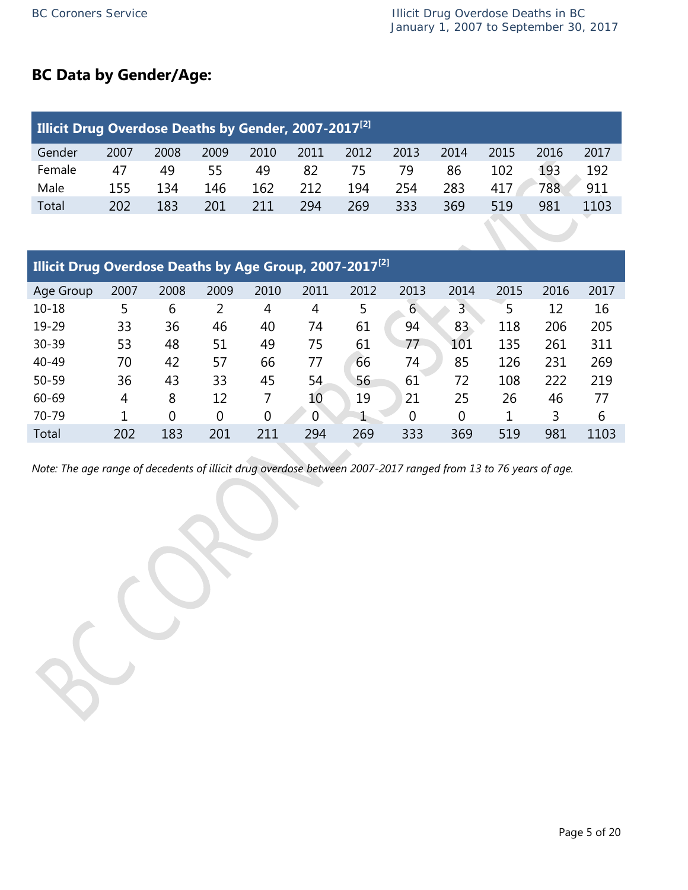## BC Data by Gender/Age:

| Illicit Drug Overdose Deaths by Gender, 2007-2017[2] | | | | | | | | | | | |
|---|---|---|---|---|---|---|---|---|---|---|---|
| Gender | 2007 | 2008 | 2009 | 2010 | 2011 | 2012 | 2013 | 2014 | 2015 | 2016 | 2017 |
| Female | 47 | 49 | 55 | 49 | 82 | 75 | 79 | 86 | 102 | 193 | 192 |
| Male | 155 | 134 | 146 | 162 | 212 | 194 | 254 | 283 | 417 | 788 | 911 |
| Total | 202 | 183 | 201 | 211 | 294 | 269 | 333 | 369 | 519 | 981 | 1103 |

| Illicit Drug Overdose Deaths by Age Group, 2007-2017[2] | | | | | | | | | | | |
|---|---|---|---|---|---|---|---|---|---|---|---|
| Age Group | 2007 | 2008 | 2009 | 2010 | 2011 | 2012 | 2013 | 2014 | 2015 | 2016 | 2017 |
| 10-18 | 5 | 6 | 2 | 4 | 4 | 5 | 6 | 3 | 5 | 12 | 16 |
| 19-29 | 33 | 36 | 46 | 40 | 74 | 61 | 94 | 83 | 118 | 206 | 205 |
| 30-39 | 53 | 48 | 51 | 49 | 75 | 61 | 77 | 101 | 135 | 261 | 311 |
| 40-49 | 70 | 42 | 57 | 66 | 77 | 66 | 74 | 85 | 126 | 231 | 269 |
| 50-59 | 36 | 43 | 33 | 45 | 54 | 56 | 61 | 72 | 108 | 222 | 219 |
| 60-69 | 4 | 8 | 12 | 7 | 10 | 19 | 21 | 25 | 26 | 46 | 77 |
| 70-79 | 1 | 0 | 0 | 0 | 0 | 1 | 0 | 0 | 1 | 3 | 6 |
| Total | 202 | 183 | 201 | 211 | 294 | 269 | 333 | 369 | 519 | 981 | 1103 |

*Note: The age range of decedents of illicit drug overdose between 2007-2017 ranged from 13 to 76 years of age.*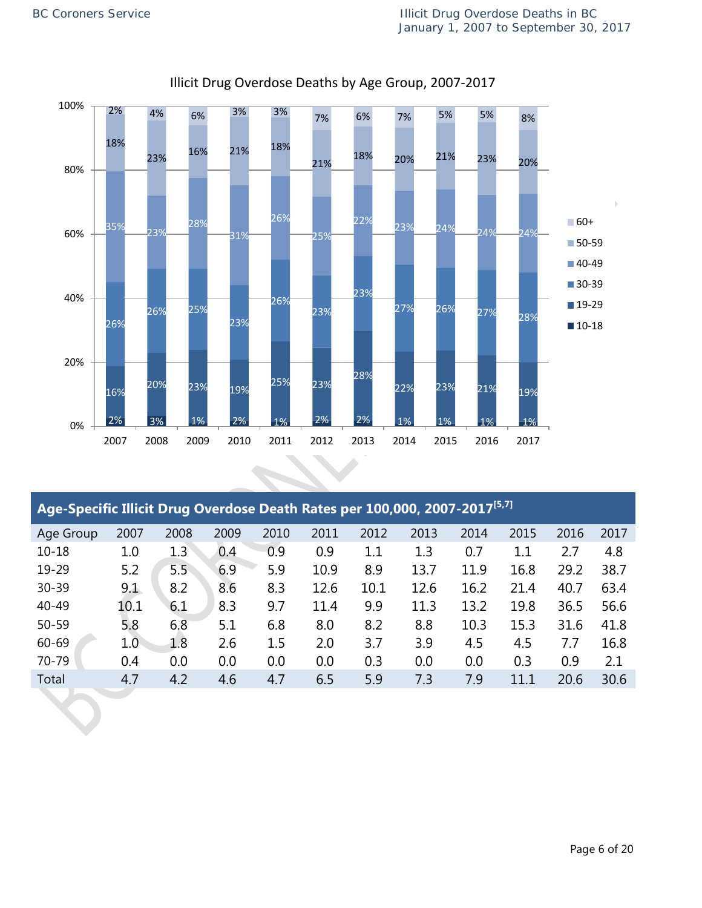## Illicit Drug Overdose Deaths by Age Group, 2007-2017

| Age Group | 2007 | 2008 | 2009 | 2010 | 2011 | 2012 | 2013 | 2014 | 2015 | 2016 | 2017 |
|---|---|---|---|---|---|---|---|---|---|---|---|
| 60+ | 2% | 4% | 6% | 3% | 3% | 7% | 6% | 7% | 5% | 5% | 8% |
| 50-59 | 18% | 23% | 16% | 21% | 18% | 21% | 18% | 20% | 21% | 23% | 20% |
| 40-49 | 35% | 23% | 28% | 31% | 26% | 25% | 22% | 23% | 24% | 24% | 24% |
| 30-39 | 26% | 26% | 25% | 23% | 26% | 23% | 23% | 27% | 26% | 27% | 28% |
| 19-29 | 16% | 20% | 23% | 19% | 25% | 23% | 28% | 22% | 23% | 21% | 19% |
| 10-18 | 2% | 3% | 1% | 2% | 1% | 2% | 2% | 1% | 1% | 1% | 1% |

## Age-Specific Illicit Drug Overdose Death Rates per 100,000, 2007-2017[5,7]

| Age Group | 2007 | 2008 | 2009 | 2010 | 2011 | 2012 | 2013 | 2014 | 2015 | 2016 | 2017 |
|---|---|---|---|---|---|---|---|---|---|---|---|
| 10-18 | 1.0 | 1.3 | 0.4 | 0.9 | 0.9 | 1.1 | 1.3 | 0.7 | 1.1 | 2.7 | 4.8 |
| 19-29 | 5.2 | 5.5 | 6.9 | 5.9 | 10.9 | 8.9 | 13.7 | 11.9 | 16.8 | 29.2 | 38.7 |
| 30-39 | 9.1 | 8.2 | 8.6 | 8.3 | 12.6 | 10.1 | 12.6 | 16.2 | 21.4 | 40.7 | 63.4 |
| 40-49 | 10.1 | 6.1 | 8.3 | 9.7 | 11.4 | 9.9 | 11.3 | 13.2 | 19.8 | 36.5 | 56.6 |
| 50-59 | 5.8 | 6.8 | 5.1 | 6.8 | 8.0 | 8.2 | 8.8 | 10.3 | 15.3 | 31.6 | 41.8 |
| 60-69 | 1.0 | 1.8 | 2.6 | 1.5 | 2.0 | 3.7 | 3.9 | 4.5 | 4.5 | 7.7 | 16.8 |
| 70-79 | 0.4 | 0.0 | 0.0 | 0.0 | 0.0 | 0.3 | 0.0 | 0.0 | 0.3 | 0.9 | 2.1 |
| Total | 4.7 | 4.2 | 4.6 | 4.7 | 6.5 | 5.9 | 7.3 | 7.9 | 11.1 | 20.6 | 30.6 |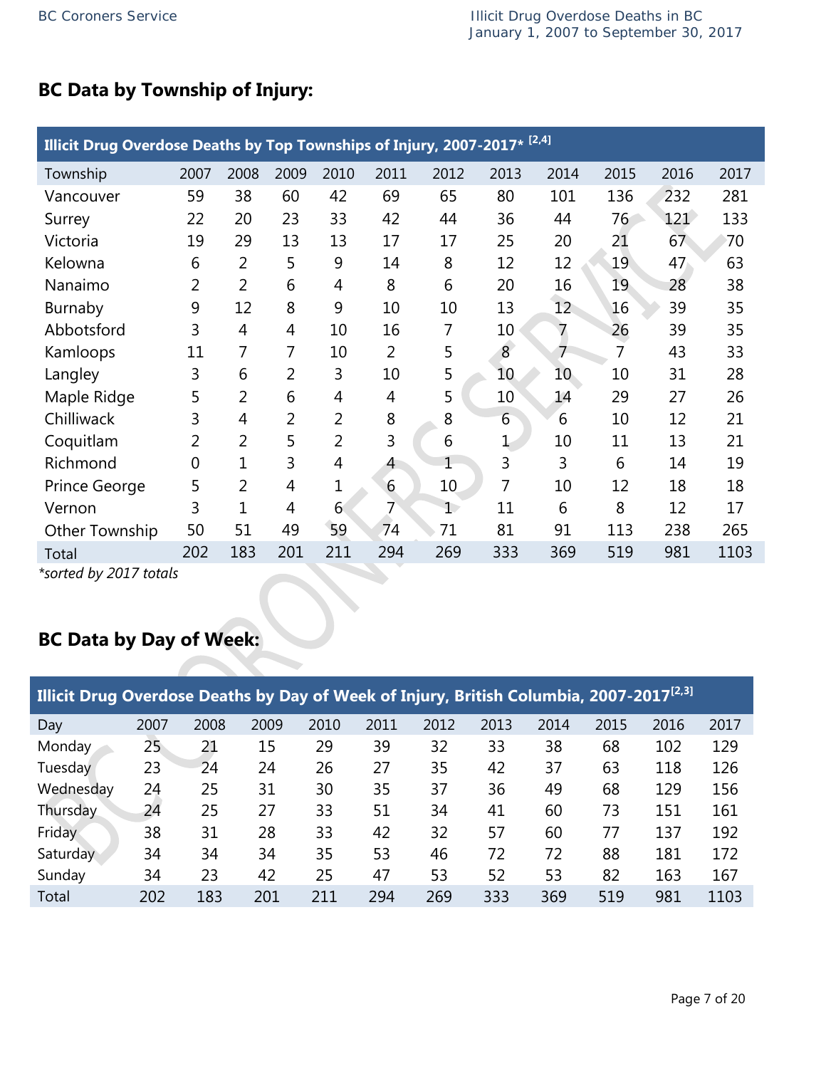## BC Data by Township of Injury:

**Illicit Drug Overdose Deaths by Top Townships of Injury, 2007-2017* [2,4]**

| Township | 2007 | 2008 | 2009 | 2010 | 2011 | 2012 | 2013 | 2014 | 2015 | 2016 | 2017 |
|---|---|---|---|---|---|---|---|---|---|---|---|
| Vancouver | 59 | 38 | 60 | 42 | 69 | 65 | 80 | 101 | 136 | 232 | 281 |
| Surrey | 22 | 20 | 23 | 33 | 42 | 44 | 36 | 44 | 76 | 121 | 133 |
| Victoria | 19 | 29 | 13 | 13 | 17 | 17 | 25 | 20 | 21 | 67 | 70 |
| Kelowna | 6 | 2 | 5 | 9 | 14 | 8 | 12 | 12 | 19 | 47 | 63 |
| Nanaimo | 2 | 2 | 6 | 4 | 8 | 6 | 20 | 16 | 19 | 28 | 38 |
| Burnaby | 9 | 12 | 8 | 9 | 10 | 10 | 13 | 12 | 16 | 39 | 35 |
| Abbotsford | 3 | 4 | 4 | 10 | 16 | 7 | 10 | 7 | 26 | 39 | 35 |
| Kamloops | 11 | 7 | 7 | 10 | 2 | 5 | 8 | 7 | 7 | 43 | 33 |
| Langley | 3 | 6 | 2 | 3 | 10 | 5 | 10 | 10 | 10 | 31 | 28 |
| Maple Ridge | 5 | 2 | 6 | 4 | 4 | 5 | 10 | 14 | 29 | 27 | 26 |
| Chilliwack | 3 | 4 | 2 | 2 | 8 | 8 | 6 | 6 | 10 | 12 | 21 |
| Coquitlam | 2 | 2 | 5 | 2 | 3 | 6 | 1 | 10 | 11 | 13 | 21 |
| Richmond | 0 | 1 | 3 | 4 | 4 | 1 | 3 | 3 | 6 | 14 | 19 |
| Prince George | 5 | 2 | 4 | 1 | 6 | 10 | 7 | 10 | 12 | 18 | 18 |
| Vernon | 3 | 1 | 4 | 6 | 7 | 1 | 11 | 6 | 8 | 12 | 17 |
| Other Township | 50 | 51 | 49 | 59 | 74 | 71 | 81 | 91 | 113 | 238 | 265 |
| Total | 202 | 183 | 201 | 211 | 294 | 269 | 333 | 369 | 519 | 981 | 1103 |

*sorted by 2017 totals

## BC Data by Day of Week:

**Illicit Drug Overdose Deaths by Day of Week of Injury, British Columbia, 2007-2017[2,3]**

| Day | 2007 | 2008 | 2009 | 2010 | 2011 | 2012 | 2013 | 2014 | 2015 | 2016 | 2017 |
|---|---|---|---|---|---|---|---|---|---|---|---|
| Monday | 25 | 21 | 15 | 29 | 39 | 32 | 33 | 38 | 68 | 102 | 129 |
| Tuesday | 23 | 24 | 24 | 26 | 27 | 35 | 42 | 37 | 63 | 118 | 126 |
| Wednesday | 24 | 25 | 31 | 30 | 35 | 37 | 36 | 49 | 68 | 129 | 156 |
| Thursday | 24 | 25 | 27 | 33 | 51 | 34 | 41 | 60 | 73 | 151 | 161 |
| Friday | 38 | 31 | 28 | 33 | 42 | 32 | 57 | 60 | 77 | 137 | 192 |
| Saturday | 34 | 34 | 34 | 35 | 53 | 46 | 72 | 72 | 88 | 181 | 172 |
| Sunday | 34 | 23 | 42 | 25 | 47 | 53 | 52 | 53 | 82 | 163 | 167 |
| Total | 202 | 183 | 201 | 211 | 294 | 269 | 333 | 369 | 519 | 981 | 1103 |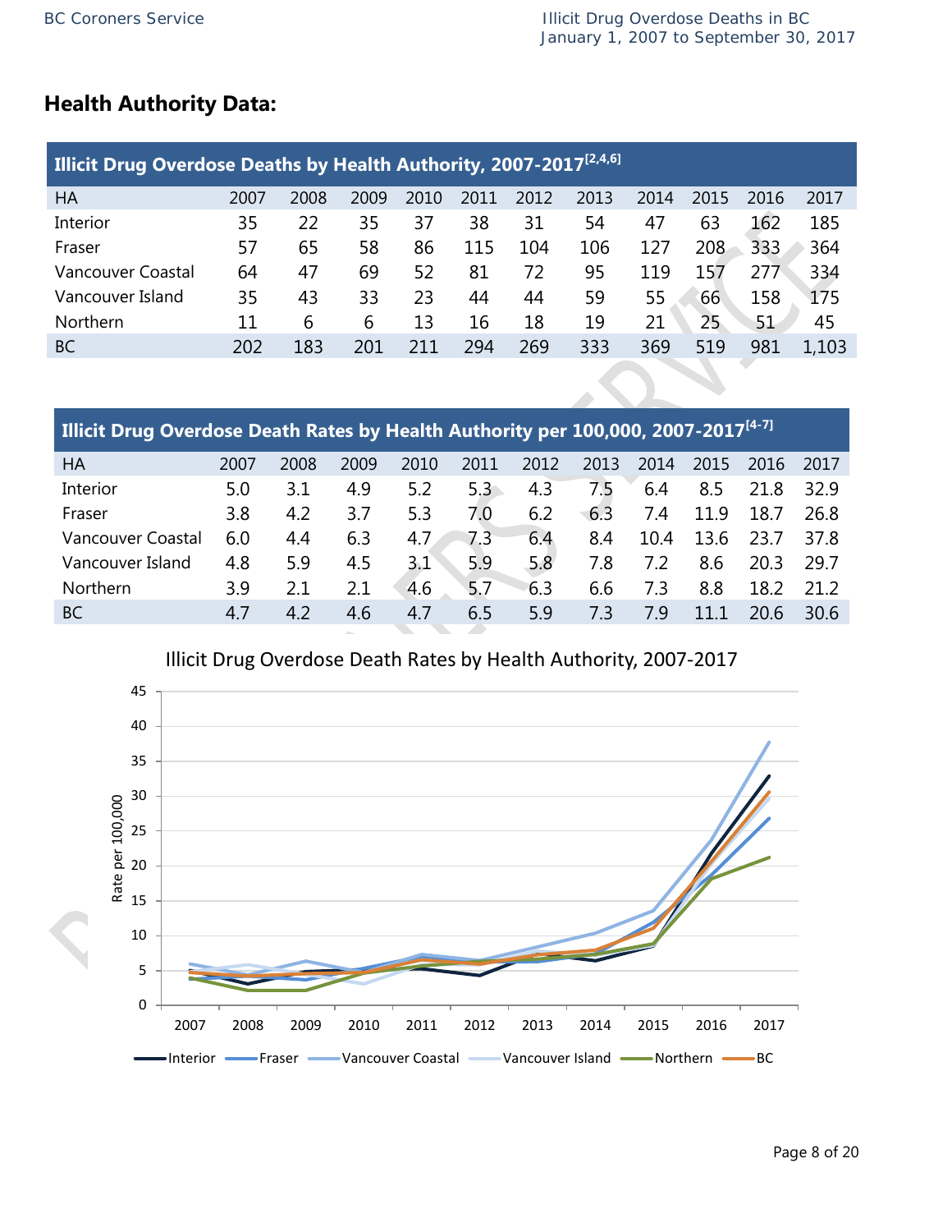## Health Authority Data:

| Illicit Drug Overdose Deaths by Health Authority, 2007-2017[2,4,6] | | | | | | | | | | | |
|---|---|---|---|---|---|---|---|---|---|---|---|
| HA | 2007 | 2008 | 2009 | 2010 | 2011 | 2012 | 2013 | 2014 | 2015 | 2016 | 2017 |
| Interior | 35 | 22 | 35 | 37 | 38 | 31 | 54 | 47 | 63 | 162 | 185 |
| Fraser | 57 | 65 | 58 | 86 | 115 | 104 | 106 | 127 | 208 | 333 | 364 |
| Vancouver Coastal | 64 | 47 | 69 | 52 | 81 | 72 | 95 | 119 | 157 | 277 | 334 |
| Vancouver Island | 35 | 43 | 33 | 23 | 44 | 44 | 59 | 55 | 66 | 158 | 175 |
| Northern | 11 | 6 | 6 | 13 | 16 | 18 | 19 | 21 | 25 | 51 | 45 |
| BC | 202 | 183 | 201 | 211 | 294 | 269 | 333 | 369 | 519 | 981 | 1,103 |

| Illicit Drug Overdose Death Rates by Health Authority per 100,000, 2007-2017[4-7] | | | | | | | | | | | |
|---|---|---|---|---|---|---|---|---|---|---|---|
| HA | 2007 | 2008 | 2009 | 2010 | 2011 | 2012 | 2013 | 2014 | 2015 | 2016 | 2017 |
| Interior | 5.0 | 3.1 | 4.9 | 5.2 | 5.3 | 4.3 | 7.5 | 6.4 | 8.5 | 21.8 | 32.9 |
| Fraser | 3.8 | 4.2 | 3.7 | 5.3 | 7.0 | 6.2 | 6.3 | 7.4 | 11.9 | 18.7 | 26.8 |
| Vancouver Coastal | 6.0 | 4.4 | 6.3 | 4.7 | 7.3 | 6.4 | 8.4 | 10.4 | 13.6 | 23.7 | 37.8 |
| Vancouver Island | 4.8 | 5.9 | 4.5 | 3.1 | 5.9 | 5.8 | 7.8 | 7.2 | 8.6 | 20.3 | 29.7 |
| Northern | 3.9 | 2.1 | 2.1 | 4.6 | 5.7 | 6.3 | 6.6 | 7.3 | 8.8 | 18.2 | 21.2 |
| BC | 4.7 | 4.2 | 4.6 | 4.7 | 6.5 | 5.9 | 7.3 | 7.9 | 11.1 | 20.6 | 30.6 |

Illicit Drug Overdose Death Rates by Health Authority, 2007-2017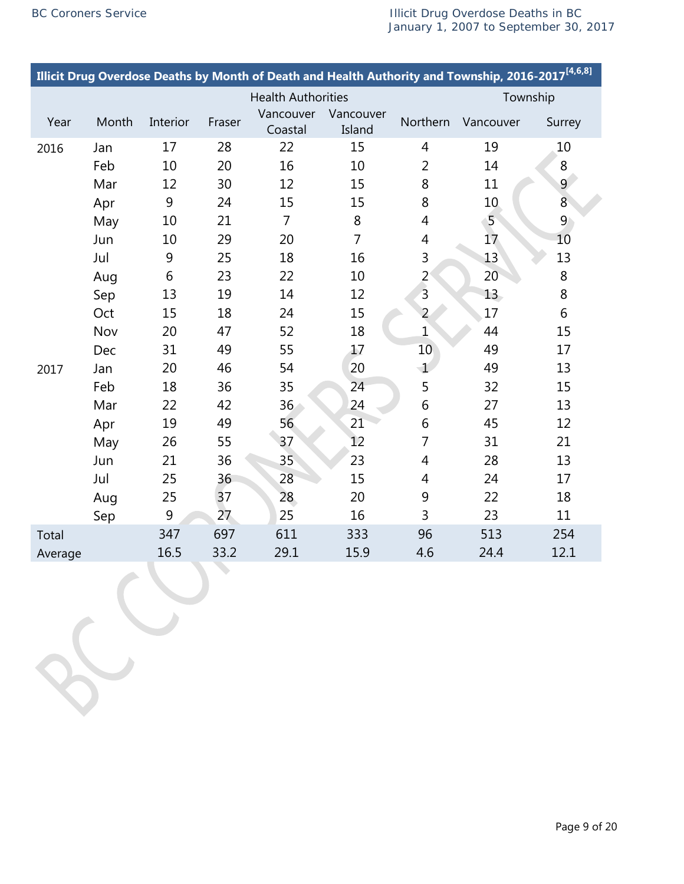## Illicit Drug Overdose Deaths by Month of Death and Health Authority and Township, 2016-2017[4,6,8]

| Year | Month | Health Authorities | | | | | Township | |
|---|---|---|---|---|---|---|---|---|
| | | Interior | Fraser | Vancouver Coastal | Vancouver Island | Northern | Vancouver | Surrey |
| 2016 | Jan | 17 | 28 | 22 | 15 | 4 | 19 | 10 |
| | Feb | 10 | 20 | 16 | 10 | 2 | 14 | 8 |
| | Mar | 12 | 30 | 12 | 15 | 8 | 11 | 9 |
| | Apr | 9 | 24 | 15 | 15 | 8 | 10 | 8 |
| | May | 10 | 21 | 7 | 8 | 4 | 5 | 9 |
| | Jun | 10 | 29 | 20 | 7 | 4 | 17 | 10 |
| | Jul | 9 | 25 | 18 | 16 | 3 | 13 | 13 |
| | Aug | 6 | 23 | 22 | 10 | 2 | 20 | 8 |
| | Sep | 13 | 19 | 14 | 12 | 3 | 13 | 8 |
| | Oct | 15 | 18 | 24 | 15 | 2 | 17 | 6 |
| | Nov | 20 | 47 | 52 | 18 | 1 | 44 | 15 |
| | Dec | 31 | 49 | 55 | 17 | 10 | 49 | 17 |
| 2017 | Jan | 20 | 46 | 54 | 20 | 1 | 49 | 13 |
| | Feb | 18 | 36 | 35 | 24 | 5 | 32 | 15 |
| | Mar | 22 | 42 | 36 | 24 | 6 | 27 | 13 |
| | Apr | 19 | 49 | 56 | 21 | 6 | 45 | 12 |
| | May | 26 | 55 | 37 | 12 | 7 | 31 | 21 |
| | Jun | 21 | 36 | 35 | 23 | 4 | 28 | 13 |
| | Jul | 25 | 36 | 28 | 15 | 4 | 24 | 17 |
| | Aug | 25 | 37 | 28 | 20 | 9 | 22 | 18 |
| | Sep | 9 | 27 | 25 | 16 | 3 | 23 | 11 |
| Total | | 347 | 697 | 611 | 333 | 96 | 513 | 254 |
| Average | | 16.5 | 33.2 | 29.1 | 15.9 | 4.6 | 24.4 | 12.1 |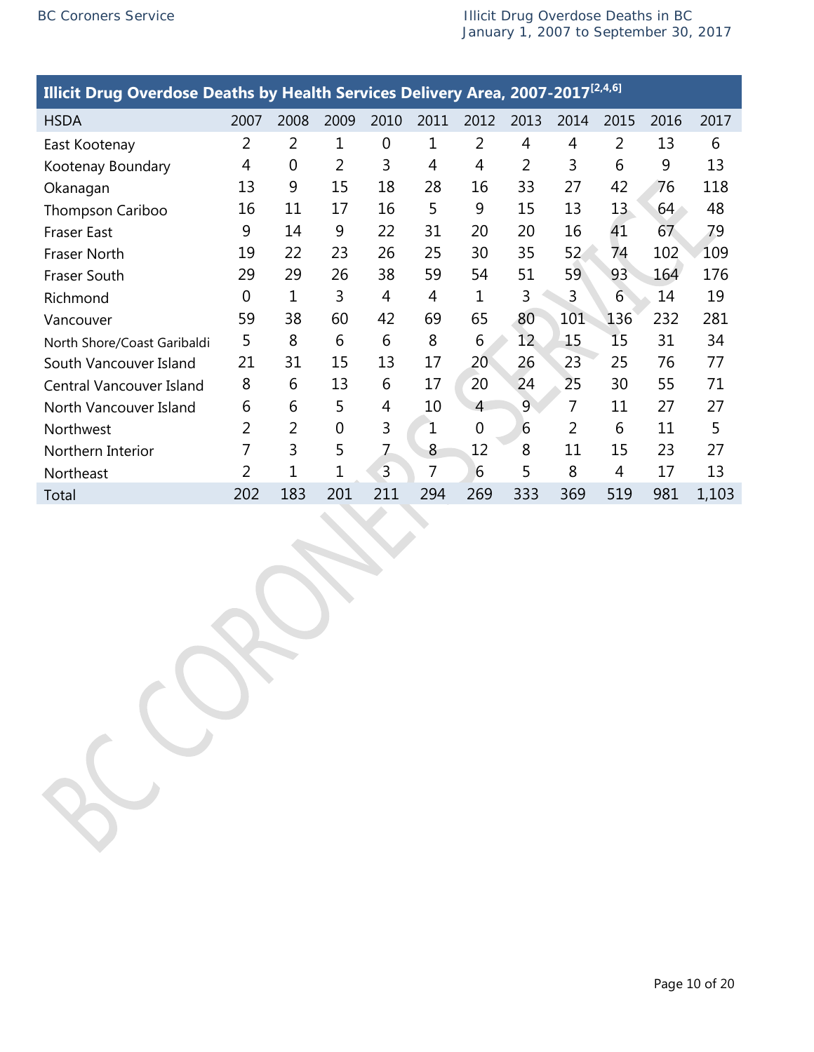## Illicit Drug Overdose Deaths by Health Services Delivery Area, 2007-2017[2,4,6]

| HSDA | 2007 | 2008 | 2009 | 2010 | 2011 | 2012 | 2013 | 2014 | 2015 | 2016 | 2017 |
|---|---|---|---|---|---|---|---|---|---|---|---|
| East Kootenay | 2 | 2 | 1 | 0 | 1 | 2 | 4 | 4 | 2 | 13 | 6 |
| Kootenay Boundary | 4 | 0 | 2 | 3 | 4 | 4 | 2 | 3 | 6 | 9 | 13 |
| Okanagan | 13 | 9 | 15 | 18 | 28 | 16 | 33 | 27 | 42 | 76 | 118 |
| Thompson Cariboo | 16 | 11 | 17 | 16 | 5 | 9 | 15 | 13 | 13 | 64 | 48 |
| Fraser East | 9 | 14 | 9 | 22 | 31 | 20 | 20 | 16 | 41 | 67 | 79 |
| Fraser North | 19 | 22 | 23 | 26 | 25 | 30 | 35 | 52 | 74 | 102 | 109 |
| Fraser South | 29 | 29 | 26 | 38 | 59 | 54 | 51 | 59 | 93 | 164 | 176 |
| Richmond | 0 | 1 | 3 | 4 | 4 | 1 | 3 | 3 | 6 | 14 | 19 |
| Vancouver | 59 | 38 | 60 | 42 | 69 | 65 | 80 | 101 | 136 | 232 | 281 |
| North Shore/Coast Garibaldi | 5 | 8 | 6 | 6 | 8 | 6 | 12 | 15 | 15 | 31 | 34 |
| South Vancouver Island | 21 | 31 | 15 | 13 | 17 | 20 | 26 | 23 | 25 | 76 | 77 |
| Central Vancouver Island | 8 | 6 | 13 | 6 | 17 | 20 | 24 | 25 | 30 | 55 | 71 |
| North Vancouver Island | 6 | 6 | 5 | 4 | 10 | 4 | 9 | 7 | 11 | 27 | 27 |
| Northwest | 2 | 2 | 0 | 3 | 1 | 0 | 6 | 2 | 6 | 11 | 5 |
| Northern Interior | 7 | 3 | 5 | 7 | 8 | 12 | 8 | 11 | 15 | 23 | 27 |
| Northeast | 2 | 1 | 1 | 3 | 7 | 6 | 5 | 8 | 4 | 17 | 13 |
| Total | 202 | 183 | 201 | 211 | 294 | 269 | 333 | 369 | 519 | 981 | 1,103 |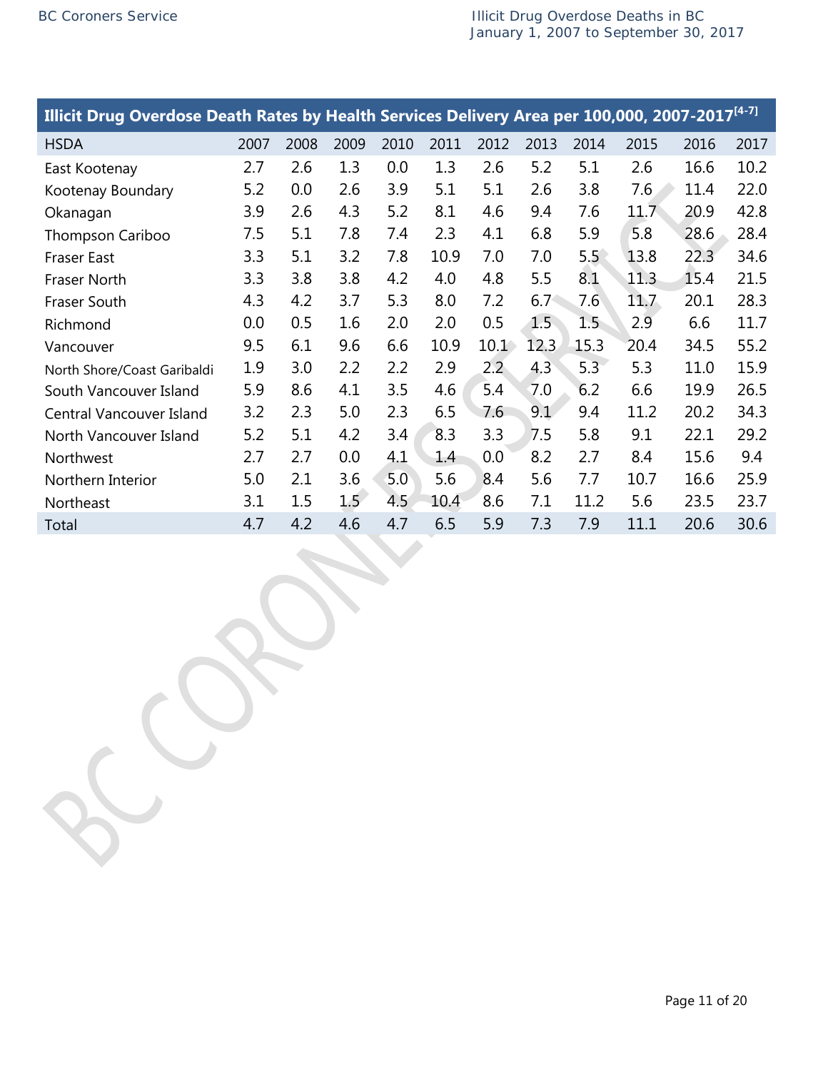**Illicit Drug Overdose Death Rates by Health Services Delivery Area per 100,000, 2007-2017[4-7]**

| HSDA | 2007 | 2008 | 2009 | 2010 | 2011 | 2012 | 2013 | 2014 | 2015 | 2016 | 2017 |
|---|---|---|---|---|---|---|---|---|---|---|---|
| East Kootenay | 2.7 | 2.6 | 1.3 | 0.0 | 1.3 | 2.6 | 5.2 | 5.1 | 2.6 | 16.6 | 10.2 |
| Kootenay Boundary | 5.2 | 0.0 | 2.6 | 3.9 | 5.1 | 5.1 | 2.6 | 3.8 | 7.6 | 11.4 | 22.0 |
| Okanagan | 3.9 | 2.6 | 4.3 | 5.2 | 8.1 | 4.6 | 9.4 | 7.6 | 11.7 | 20.9 | 42.8 |
| Thompson Cariboo | 7.5 | 5.1 | 7.8 | 7.4 | 2.3 | 4.1 | 6.8 | 5.9 | 5.8 | 28.6 | 28.4 |
| Fraser East | 3.3 | 5.1 | 3.2 | 7.8 | 10.9 | 7.0 | 7.0 | 5.5 | 13.8 | 22.3 | 34.6 |
| Fraser North | 3.3 | 3.8 | 3.8 | 4.2 | 4.0 | 4.8 | 5.5 | 8.1 | 11.3 | 15.4 | 21.5 |
| Fraser South | 4.3 | 4.2 | 3.7 | 5.3 | 8.0 | 7.2 | 6.7 | 7.6 | 11.7 | 20.1 | 28.3 |
| Richmond | 0.0 | 0.5 | 1.6 | 2.0 | 2.0 | 0.5 | 1.5 | 1.5 | 2.9 | 6.6 | 11.7 |
| Vancouver | 9.5 | 6.1 | 9.6 | 6.6 | 10.9 | 10.1 | 12.3 | 15.3 | 20.4 | 34.5 | 55.2 |
| North Shore/Coast Garibaldi | 1.9 | 3.0 | 2.2 | 2.2 | 2.9 | 2.2 | 4.3 | 5.3 | 5.3 | 11.0 | 15.9 |
| South Vancouver Island | 5.9 | 8.6 | 4.1 | 3.5 | 4.6 | 5.4 | 7.0 | 6.2 | 6.6 | 19.9 | 26.5 |
| Central Vancouver Island | 3.2 | 2.3 | 5.0 | 2.3 | 6.5 | 7.6 | 9.1 | 9.4 | 11.2 | 20.2 | 34.3 |
| North Vancouver Island | 5.2 | 5.1 | 4.2 | 3.4 | 8.3 | 3.3 | 7.5 | 5.8 | 9.1 | 22.1 | 29.2 |
| Northwest | 2.7 | 2.7 | 0.0 | 4.1 | 1.4 | 0.0 | 8.2 | 2.7 | 8.4 | 15.6 | 9.4 |
| Northern Interior | 5.0 | 2.1 | 3.6 | 5.0 | 5.6 | 8.4 | 5.6 | 7.7 | 10.7 | 16.6 | 25.9 |
| Northeast | 3.1 | 1.5 | 1.5 | 4.5 | 10.4 | 8.6 | 7.1 | 11.2 | 5.6 | 23.5 | 23.7 |
| Total | 4.7 | 4.2 | 4.6 | 4.7 | 6.5 | 5.9 | 7.3 | 7.9 | 11.1 | 20.6 | 30.6 |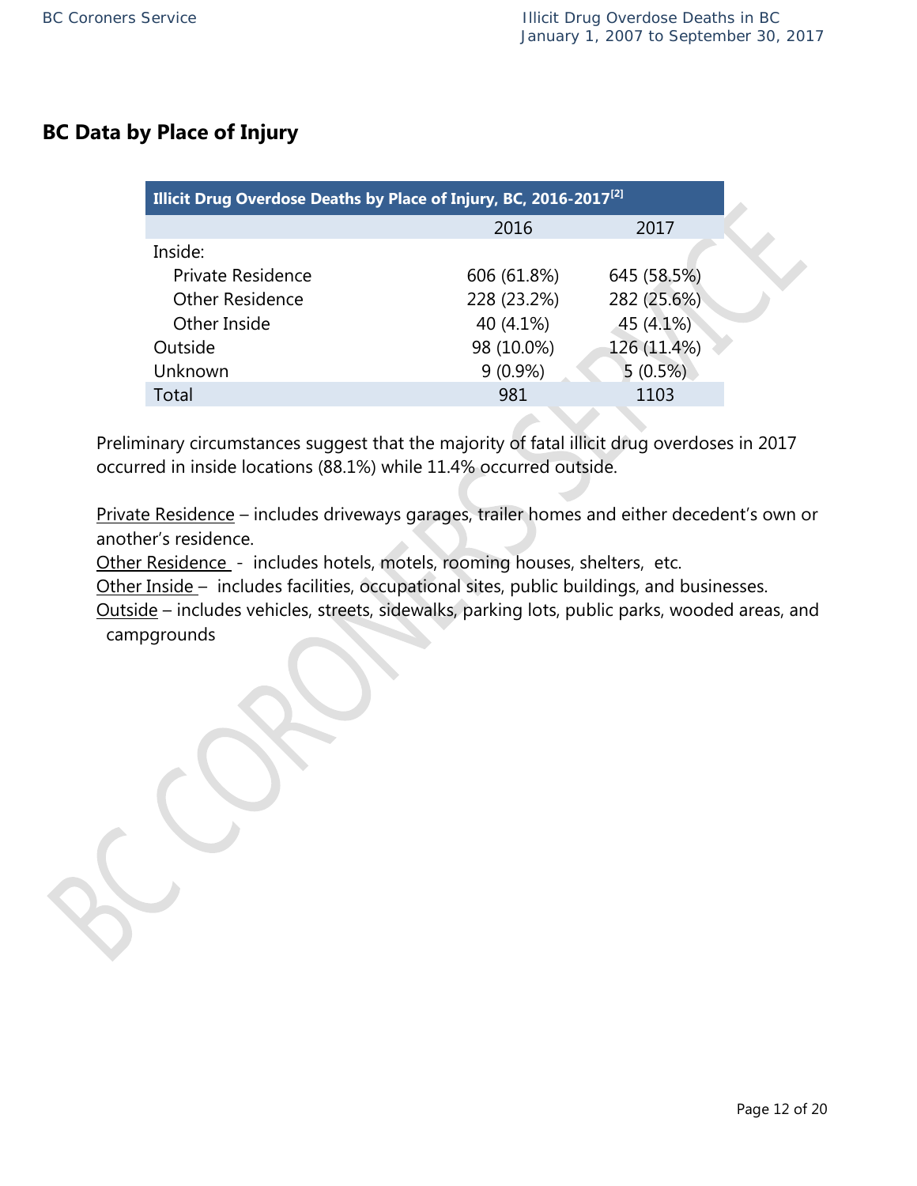## BC Data by Place of Injury

| Illicit Drug Overdose Deaths by Place of Injury, BC, 2016-2017[2] | | |
|---|---|---|
| | 2016 | 2017 |
| Inside: | | |
| Private Residence | 606 (61.8%) | 645 (58.5%) |
| Other Residence | 228 (23.2%) | 282 (25.6%) |
| Other Inside | 40 (4.1%) | 45 (4.1%) |
| Outside | 98 (10.0%) | 126 (11.4%) |
| Unknown | 9 (0.9%) | 5 (0.5%) |
| Total | 981 | 1103 |

Preliminary circumstances suggest that the majority of fatal illicit drug overdoses in 2017 occurred in inside locations (88.1%) while 11.4% occurred outside.

<u>Private Residence</u> – includes driveways garages, trailer homes and either decedent's own or another's residence.
<u>Other Residence</u> - includes hotels, motels, rooming houses, shelters, etc.
<u>Other Inside</u> – includes facilities, occupational sites, public buildings, and businesses.
<u>Outside</u> – includes vehicles, streets, sidewalks, parking lots, public parks, wooded areas, and campgrounds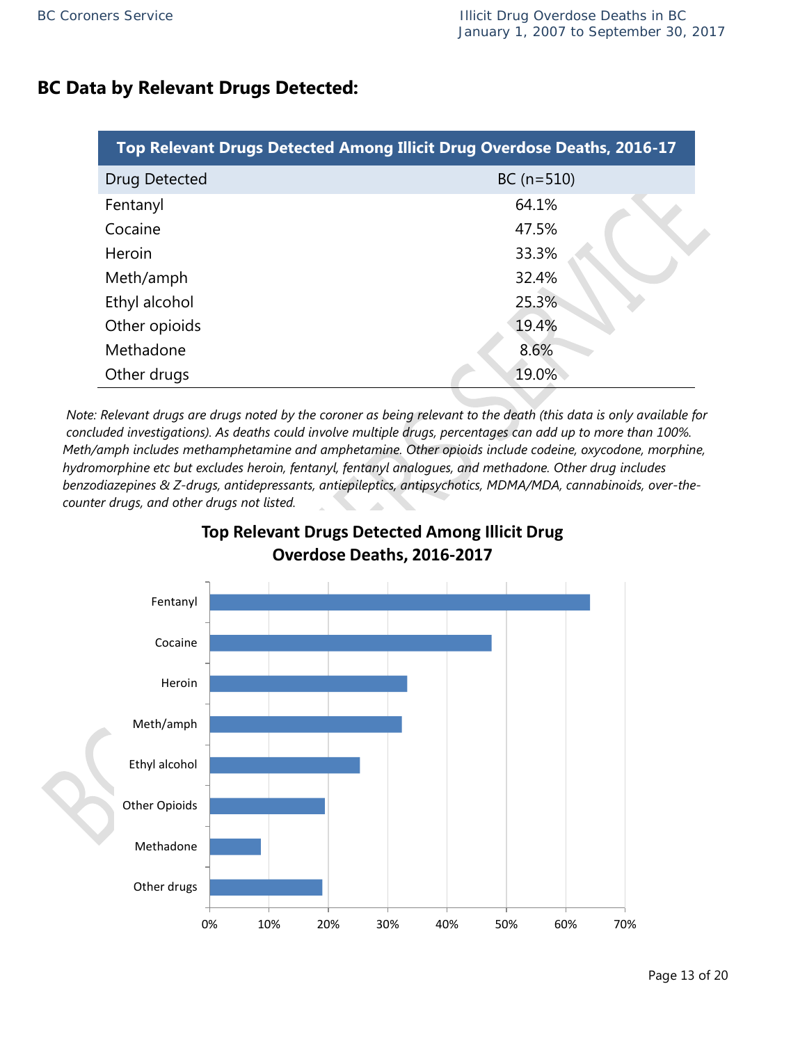## BC Data by Relevant Drugs Detected:

| Top Relevant Drugs Detected Among Illicit Drug Overdose Deaths, 2016-17 | |
|---|---|
| Drug Detected | BC (n=510) |
| Fentanyl | 64.1% |
| Cocaine | 47.5% |
| Heroin | 33.3% |
| Meth/amph | 32.4% |
| Ethyl alcohol | 25.3% |
| Other opioids | 19.4% |
| Methadone | 8.6% |
| Other drugs | 19.0% |

*Note: Relevant drugs are drugs noted by the coroner as being relevant to the death (this data is only available for concluded investigations). As deaths could involve multiple drugs, percentages can add up to more than 100%. Meth/amph includes methamphetamine and amphetamine. Other opioids include codeine, oxycodone, morphine, hydromorphine etc but excludes heroin, fentanyl, fentanyl analogues, and methadone. Other drug includes benzodiazepines & Z-drugs, antidepressants, antiepileptics, antipsychotics, MDMA/MDA, cannabinoids, over-the-counter drugs, and other drugs not listed.*

**Top Relevant Drugs Detected Among Illicit Drug Overdose Deaths, 2016-2017**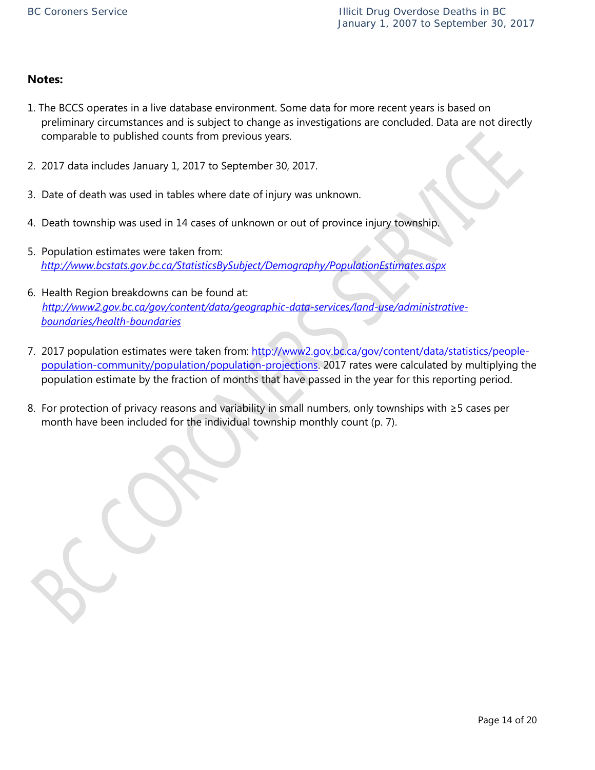**Notes:**

1. The BCCS operates in a live database environment. Some data for more recent years is based on preliminary circumstances and is subject to change as investigations are concluded. Data are not directly comparable to published counts from previous years.

2. 2017 data includes January 1, 2017 to September 30, 2017.

3. Date of death was used in tables where date of injury was unknown.

4. Death township was used in 14 cases of unknown or out of province injury township.

5. Population estimates were taken from: *http://www.bcstats.gov.bc.ca/StatisticsBySubject/Demography/PopulationEstimates.aspx*

6. Health Region breakdowns can be found at: *http://www2.gov.bc.ca/gov/content/data/geographic-data-services/land-use/administrative-boundaries/health-boundaries*

7. 2017 population estimates were taken from: http://www2.gov.bc.ca/gov/content/data/statistics/people-population-community/population/population-projections. 2017 rates were calculated by multiplying the population estimate by the fraction of months that have passed in the year for this reporting period.

8. For protection of privacy reasons and variability in small numbers, only townships with ≥5 cases per month have been included for the individual township monthly count (p. 7).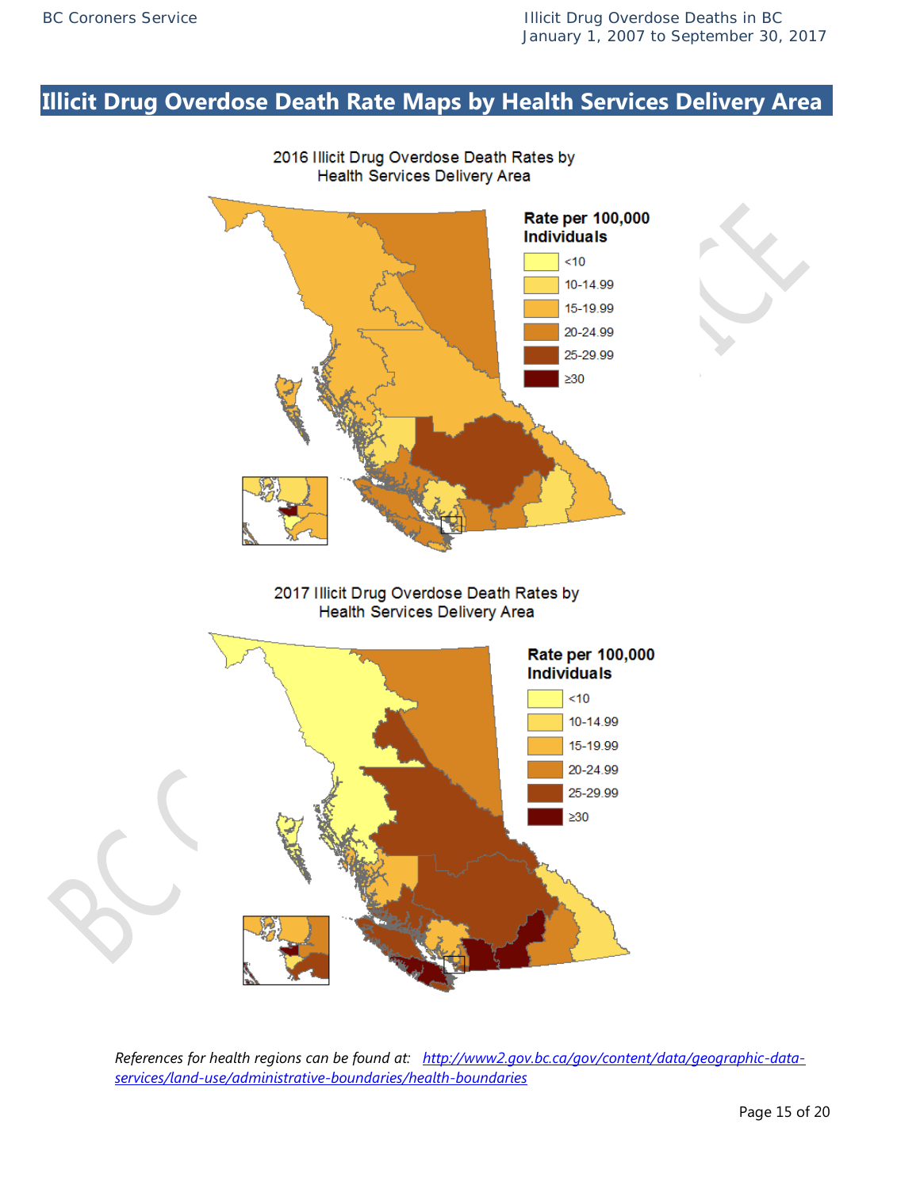# Illicit Drug Overdose Death Rate Maps by Health Services Delivery Area

2016 Illicit Drug Overdose Death Rates by Health Services Delivery Area

**Rate per 100,000 Individuals**

- <10
- 10-14.99
- 15-19.99
- 20-24.99
- 25-29.99
- ≥30

2017 Illicit Drug Overdose Death Rates by Health Services Delivery Area

**Rate per 100,000 Individuals**

- <10
- 10-14.99
- 15-19.99
- 20-24.99
- 25-29.99
- ≥30

*References for health regions can be found at:* *http://www2.gov.bc.ca/gov/content/data/geographic-data-services/land-use/administrative-boundaries/health-boundaries*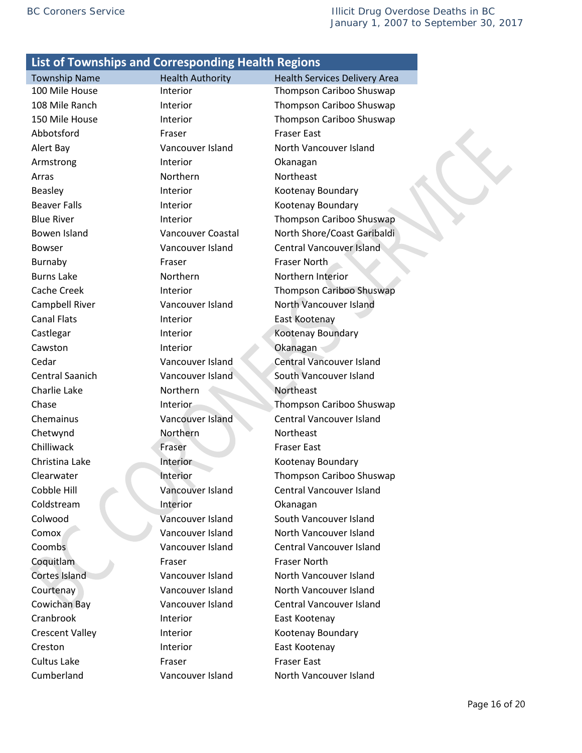## List of Townships and Corresponding Health Regions

| Township Name | Health Authority | Health Services Delivery Area |
|---|---|---|
| 100 Mile House | Interior | Thompson Cariboo Shuswap |
| 108 Mile Ranch | Interior | Thompson Cariboo Shuswap |
| 150 Mile House | Interior | Thompson Cariboo Shuswap |
| Abbotsford | Fraser | Fraser East |
| Alert Bay | Vancouver Island | North Vancouver Island |
| Armstrong | Interior | Okanagan |
| Arras | Northern | Northeast |
| Beasley | Interior | Kootenay Boundary |
| Beaver Falls | Interior | Kootenay Boundary |
| Blue River | Interior | Thompson Cariboo Shuswap |
| Bowen Island | Vancouver Coastal | North Shore/Coast Garibaldi |
| Bowser | Vancouver Island | Central Vancouver Island |
| Burnaby | Fraser | Fraser North |
| Burns Lake | Northern | Northern Interior |
| Cache Creek | Interior | Thompson Cariboo Shuswap |
| Campbell River | Vancouver Island | North Vancouver Island |
| Canal Flats | Interior | East Kootenay |
| Castlegar | Interior | Kootenay Boundary |
| Cawston | Interior | Okanagan |
| Cedar | Vancouver Island | Central Vancouver Island |
| Central Saanich | Vancouver Island | South Vancouver Island |
| Charlie Lake | Northern | Northeast |
| Chase | Interior | Thompson Cariboo Shuswap |
| Chemainus | Vancouver Island | Central Vancouver Island |
| Chetwynd | Northern | Northeast |
| Chilliwack | Fraser | Fraser East |
| Christina Lake | Interior | Kootenay Boundary |
| Clearwater | Interior | Thompson Cariboo Shuswap |
| Cobble Hill | Vancouver Island | Central Vancouver Island |
| Coldstream | Interior | Okanagan |
| Colwood | Vancouver Island | South Vancouver Island |
| Comox | Vancouver Island | North Vancouver Island |
| Coombs | Vancouver Island | Central Vancouver Island |
| Coquitlam | Fraser | Fraser North |
| Cortes Island | Vancouver Island | North Vancouver Island |
| Courtenay | Vancouver Island | North Vancouver Island |
| Cowichan Bay | Vancouver Island | Central Vancouver Island |
| Cranbrook | Interior | East Kootenay |
| Crescent Valley | Interior | Kootenay Boundary |
| Creston | Interior | East Kootenay |
| Cultus Lake | Fraser | Fraser East |
| Cumberland | Vancouver Island | North Vancouver Island |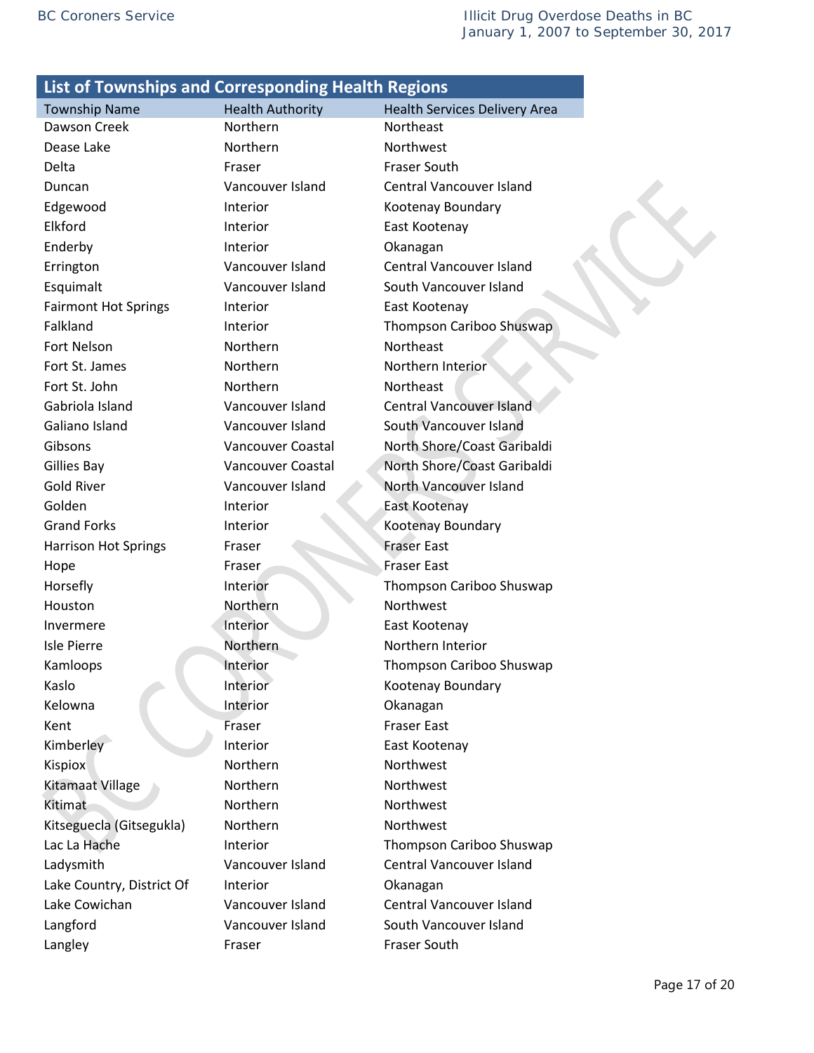## List of Townships and Corresponding Health Regions

| Township Name | Health Authority | Health Services Delivery Area |
|---|---|---|
| Dawson Creek | Northern | Northeast |
| Dease Lake | Northern | Northwest |
| Delta | Fraser | Fraser South |
| Duncan | Vancouver Island | Central Vancouver Island |
| Edgewood | Interior | Kootenay Boundary |
| Elkford | Interior | East Kootenay |
| Enderby | Interior | Okanagan |
| Errington | Vancouver Island | Central Vancouver Island |
| Esquimalt | Vancouver Island | South Vancouver Island |
| Fairmont Hot Springs | Interior | East Kootenay |
| Falkland | Interior | Thompson Cariboo Shuswap |
| Fort Nelson | Northern | Northeast |
| Fort St. James | Northern | Northern Interior |
| Fort St. John | Northern | Northeast |
| Gabriola Island | Vancouver Island | Central Vancouver Island |
| Galiano Island | Vancouver Island | South Vancouver Island |
| Gibsons | Vancouver Coastal | North Shore/Coast Garibaldi |
| Gillies Bay | Vancouver Coastal | North Shore/Coast Garibaldi |
| Gold River | Vancouver Island | North Vancouver Island |
| Golden | Interior | East Kootenay |
| Grand Forks | Interior | Kootenay Boundary |
| Harrison Hot Springs | Fraser | Fraser East |
| Hope | Fraser | Fraser East |
| Horsefly | Interior | Thompson Cariboo Shuswap |
| Houston | Northern | Northwest |
| Invermere | Interior | East Kootenay |
| Isle Pierre | Northern | Northern Interior |
| Kamloops | Interior | Thompson Cariboo Shuswap |
| Kaslo | Interior | Kootenay Boundary |
| Kelowna | Interior | Okanagan |
| Kent | Fraser | Fraser East |
| Kimberley | Interior | East Kootenay |
| Kispiox | Northern | Northwest |
| Kitamaat Village | Northern | Northwest |
| Kitimat | Northern | Northwest |
| Kitseguecla (Gitsegukla) | Northern | Northwest |
| Lac La Hache | Interior | Thompson Cariboo Shuswap |
| Ladysmith | Vancouver Island | Central Vancouver Island |
| Lake Country, District Of | Interior | Okanagan |
| Lake Cowichan | Vancouver Island | Central Vancouver Island |
| Langford | Vancouver Island | South Vancouver Island |
| Langley | Fraser | Fraser South |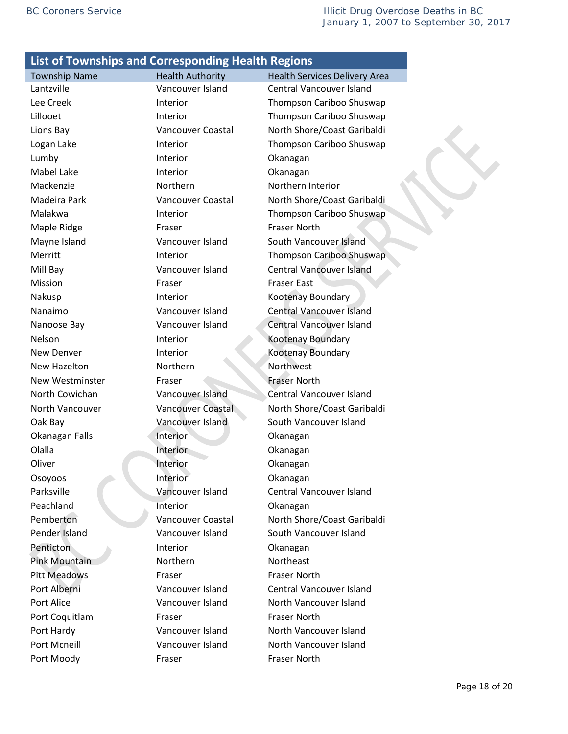## List of Townships and Corresponding Health Regions

| Township Name | Health Authority | Health Services Delivery Area |
|---|---|---|
| Lantzville | Vancouver Island | Central Vancouver Island |
| Lee Creek | Interior | Thompson Cariboo Shuswap |
| Lillooet | Interior | Thompson Cariboo Shuswap |
| Lions Bay | Vancouver Coastal | North Shore/Coast Garibaldi |
| Logan Lake | Interior | Thompson Cariboo Shuswap |
| Lumby | Interior | Okanagan |
| Mabel Lake | Interior | Okanagan |
| Mackenzie | Northern | Northern Interior |
| Madeira Park | Vancouver Coastal | North Shore/Coast Garibaldi |
| Malakwa | Interior | Thompson Cariboo Shuswap |
| Maple Ridge | Fraser | Fraser North |
| Mayne Island | Vancouver Island | South Vancouver Island |
| Merritt | Interior | Thompson Cariboo Shuswap |
| Mill Bay | Vancouver Island | Central Vancouver Island |
| Mission | Fraser | Fraser East |
| Nakusp | Interior | Kootenay Boundary |
| Nanaimo | Vancouver Island | Central Vancouver Island |
| Nanoose Bay | Vancouver Island | Central Vancouver Island |
| Nelson | Interior | Kootenay Boundary |
| New Denver | Interior | Kootenay Boundary |
| New Hazelton | Northern | Northwest |
| New Westminster | Fraser | Fraser North |
| North Cowichan | Vancouver Island | Central Vancouver Island |
| North Vancouver | Vancouver Coastal | North Shore/Coast Garibaldi |
| Oak Bay | Vancouver Island | South Vancouver Island |
| Okanagan Falls | Interior | Okanagan |
| Olalla | Interior | Okanagan |
| Oliver | Interior | Okanagan |
| Osoyoos | Interior | Okanagan |
| Parksville | Vancouver Island | Central Vancouver Island |
| Peachland | Interior | Okanagan |
| Pemberton | Vancouver Coastal | North Shore/Coast Garibaldi |
| Pender Island | Vancouver Island | South Vancouver Island |
| Penticton | Interior | Okanagan |
| Pink Mountain | Northern | Northeast |
| Pitt Meadows | Fraser | Fraser North |
| Port Alberni | Vancouver Island | Central Vancouver Island |
| Port Alice | Vancouver Island | North Vancouver Island |
| Port Coquitlam | Fraser | Fraser North |
| Port Hardy | Vancouver Island | North Vancouver Island |
| Port Mcneill | Vancouver Island | North Vancouver Island |
| Port Moody | Fraser | Fraser North |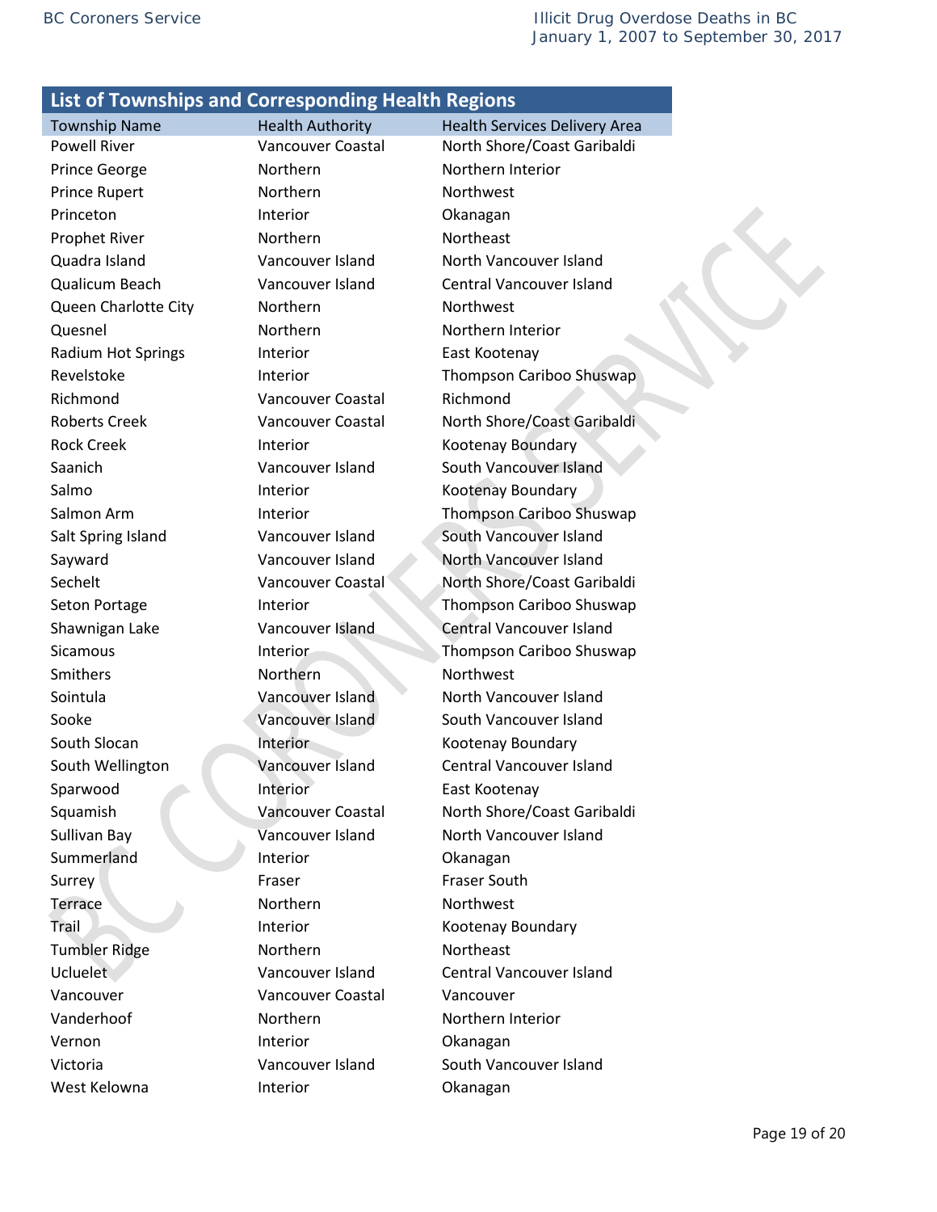## List of Townships and Corresponding Health Regions

| Township Name | Health Authority | Health Services Delivery Area |
|---|---|---|
| Powell River | Vancouver Coastal | North Shore/Coast Garibaldi |
| Prince George | Northern | Northern Interior |
| Prince Rupert | Northern | Northwest |
| Princeton | Interior | Okanagan |
| Prophet River | Northern | Northeast |
| Quadra Island | Vancouver Island | North Vancouver Island |
| Qualicum Beach | Vancouver Island | Central Vancouver Island |
| Queen Charlotte City | Northern | Northwest |
| Quesnel | Northern | Northern Interior |
| Radium Hot Springs | Interior | East Kootenay |
| Revelstoke | Interior | Thompson Cariboo Shuswap |
| Richmond | Vancouver Coastal | Richmond |
| Roberts Creek | Vancouver Coastal | North Shore/Coast Garibaldi |
| Rock Creek | Interior | Kootenay Boundary |
| Saanich | Vancouver Island | South Vancouver Island |
| Salmo | Interior | Kootenay Boundary |
| Salmon Arm | Interior | Thompson Cariboo Shuswap |
| Salt Spring Island | Vancouver Island | South Vancouver Island |
| Sayward | Vancouver Island | North Vancouver Island |
| Sechelt | Vancouver Coastal | North Shore/Coast Garibaldi |
| Seton Portage | Interior | Thompson Cariboo Shuswap |
| Shawnigan Lake | Vancouver Island | Central Vancouver Island |
| Sicamous | Interior | Thompson Cariboo Shuswap |
| Smithers | Northern | Northwest |
| Sointula | Vancouver Island | North Vancouver Island |
| Sooke | Vancouver Island | South Vancouver Island |
| South Slocan | Interior | Kootenay Boundary |
| South Wellington | Vancouver Island | Central Vancouver Island |
| Sparwood | Interior | East Kootenay |
| Squamish | Vancouver Coastal | North Shore/Coast Garibaldi |
| Sullivan Bay | Vancouver Island | North Vancouver Island |
| Summerland | Interior | Okanagan |
| Surrey | Fraser | Fraser South |
| Terrace | Northern | Northwest |
| Trail | Interior | Kootenay Boundary |
| Tumbler Ridge | Northern | Northeast |
| Ucluelet | Vancouver Island | Central Vancouver Island |
| Vancouver | Vancouver Coastal | Vancouver |
| Vanderhoof | Northern | Northern Interior |
| Vernon | Interior | Okanagan |
| Victoria | Vancouver Island | South Vancouver Island |
| West Kelowna | Interior | Okanagan |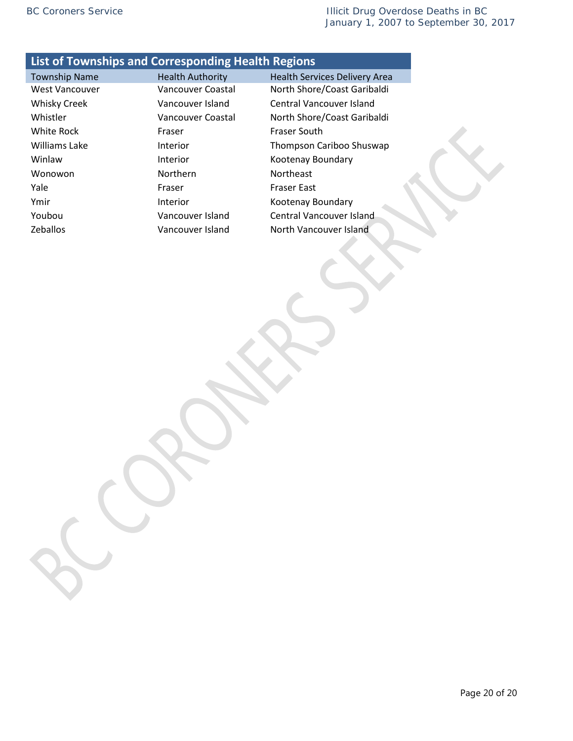## List of Townships and Corresponding Health Regions

| Township Name | Health Authority | Health Services Delivery Area |
|---|---|---|
| West Vancouver | Vancouver Coastal | North Shore/Coast Garibaldi |
| Whisky Creek | Vancouver Island | Central Vancouver Island |
| Whistler | Vancouver Coastal | North Shore/Coast Garibaldi |
| White Rock | Fraser | Fraser South |
| Williams Lake | Interior | Thompson Cariboo Shuswap |
| Winlaw | Interior | Kootenay Boundary |
| Wonowon | Northern | Northeast |
| Yale | Fraser | Fraser East |
| Ymir | Interior | Kootenay Boundary |
| Youbou | Vancouver Island | Central Vancouver Island |
| Zeballos | Vancouver Island | North Vancouver Island |